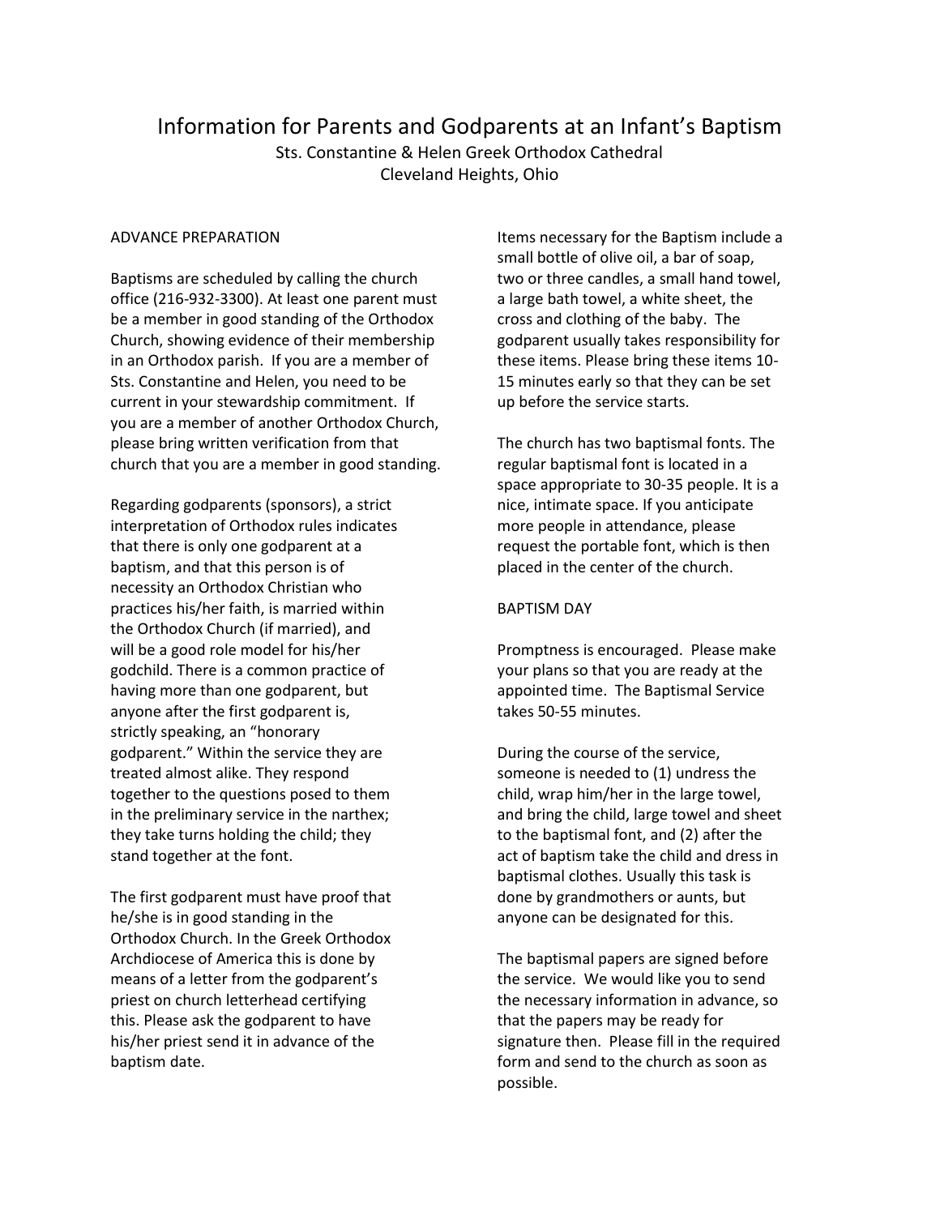# Information for Parents and Godparents at an Infant's Baptism

Sts. Constantine & Helen Greek Orthodox Cathedral
Cleveland Heights, Ohio

## ADVANCE PREPARATION

Baptisms are scheduled by calling the church office (216-932-3300). At least one parent must be a member in good standing of the Orthodox Church, showing evidence of their membership in an Orthodox parish. If you are a member of Sts. Constantine and Helen, you need to be current in your stewardship commitment. If you are a member of another Orthodox Church, please bring written verification from that church that you are a member in good standing.

Regarding godparents (sponsors), a strict interpretation of Orthodox rules indicates that there is only one godparent at a baptism, and that this person is of necessity an Orthodox Christian who practices his/her faith, is married within the Orthodox Church (if married), and will be a good role model for his/her godchild. There is a common practice of having more than one godparent, but anyone after the first godparent is, strictly speaking, an "honorary godparent." Within the service they are treated almost alike. They respond together to the questions posed to them in the preliminary service in the narthex; they take turns holding the child; they stand together at the font.

The first godparent must have proof that he/she is in good standing in the Orthodox Church. In the Greek Orthodox Archdiocese of America this is done by means of a letter from the godparent's priest on church letterhead certifying this. Please ask the godparent to have his/her priest send it in advance of the baptism date.

Items necessary for the Baptism include a small bottle of olive oil, a bar of soap, two or three candles, a small hand towel, a large bath towel, a white sheet, the cross and clothing of the baby. The godparent usually takes responsibility for these items. Please bring these items 10-15 minutes early so that they can be set up before the service starts.

The church has two baptismal fonts. The regular baptismal font is located in a space appropriate to 30-35 people. It is a nice, intimate space. If you anticipate more people in attendance, please request the portable font, which is then placed in the center of the church.

## BAPTISM DAY

Promptness is encouraged. Please make your plans so that you are ready at the appointed time. The Baptismal Service takes 50-55 minutes.

During the course of the service, someone is needed to (1) undress the child, wrap him/her in the large towel, and bring the child, large towel and sheet to the baptismal font, and (2) after the act of baptism take the child and dress in baptismal clothes. Usually this task is done by grandmothers or aunts, but anyone can be designated for this.

The baptismal papers are signed before the service. We would like you to send the necessary information in advance, so that the papers may be ready for signature then. Please fill in the required form and send to the church as soon as possible.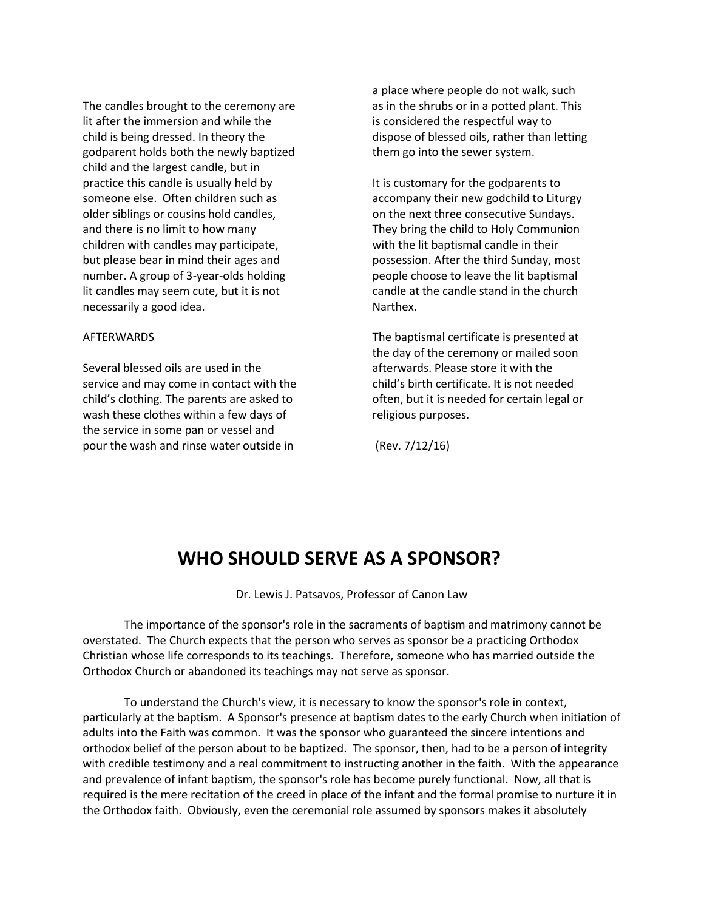The candles brought to the ceremony are lit after the immersion and while the child is being dressed. In theory the godparent holds both the newly baptized child and the largest candle, but in practice this candle is usually held by someone else. Often children such as older siblings or cousins hold candles, and there is no limit to how many children with candles may participate, but please bear in mind their ages and number. A group of 3-year-olds holding lit candles may seem cute, but it is not necessarily a good idea.

AFTERWARDS

Several blessed oils are used in the service and may come in contact with the child's clothing. The parents are asked to wash these clothes within a few days of the service in some pan or vessel and pour the wash and rinse water outside in a place where people do not walk, such as in the shrubs or in a potted plant. This is considered the respectful way to dispose of blessed oils, rather than letting them go into the sewer system.

It is customary for the godparents to accompany their new godchild to Liturgy on the next three consecutive Sundays. They bring the child to Holy Communion with the lit baptismal candle in their possession. After the third Sunday, most people choose to leave the lit baptismal candle at the candle stand in the church Narthex.

The baptismal certificate is presented at the day of the ceremony or mailed soon afterwards. Please store it with the child's birth certificate. It is not needed often, but it is needed for certain legal or religious purposes.

(Rev. 7/12/16)

# WHO SHOULD SERVE AS A SPONSOR?

Dr. Lewis J. Patsavos, Professor of Canon Law

The importance of the sponsor's role in the sacraments of baptism and matrimony cannot be overstated. The Church expects that the person who serves as sponsor be a practicing Orthodox Christian whose life corresponds to its teachings. Therefore, someone who has married outside the Orthodox Church or abandoned its teachings may not serve as sponsor.

To understand the Church's view, it is necessary to know the sponsor's role in context, particularly at the baptism. A Sponsor's presence at baptism dates to the early Church when initiation of adults into the Faith was common. It was the sponsor who guaranteed the sincere intentions and orthodox belief of the person about to be baptized. The sponsor, then, had to be a person of integrity with credible testimony and a real commitment to instructing another in the faith. With the appearance and prevalence of infant baptism, the sponsor's role has become purely functional. Now, all that is required is the mere recitation of the creed in place of the infant and the formal promise to nurture it in the Orthodox faith. Obviously, even the ceremonial role assumed by sponsors makes it absolutely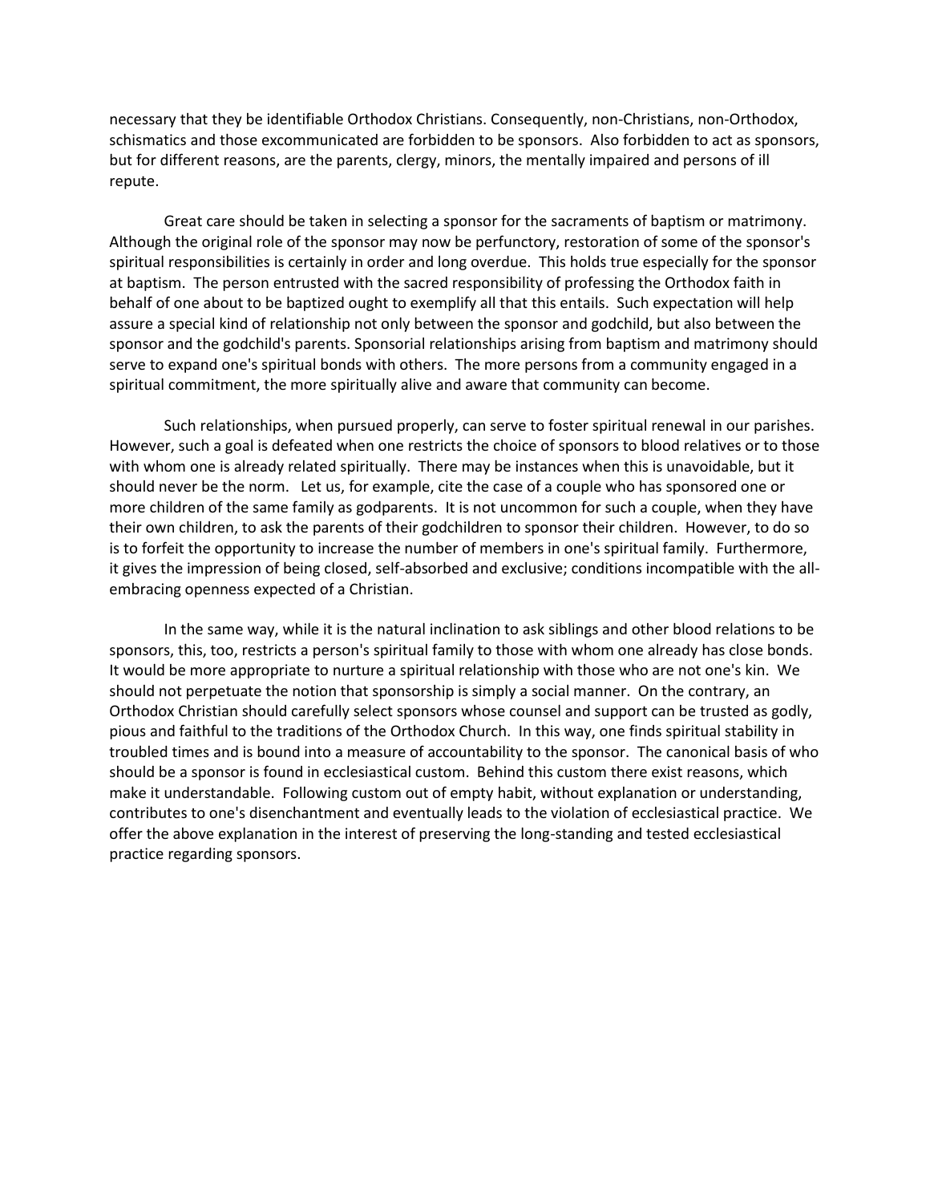necessary that they be identifiable Orthodox Christians. Consequently, non-Christians, non-Orthodox, schismatics and those excommunicated are forbidden to be sponsors. Also forbidden to act as sponsors, but for different reasons, are the parents, clergy, minors, the mentally impaired and persons of ill repute.

Great care should be taken in selecting a sponsor for the sacraments of baptism or matrimony. Although the original role of the sponsor may now be perfunctory, restoration of some of the sponsor's spiritual responsibilities is certainly in order and long overdue. This holds true especially for the sponsor at baptism. The person entrusted with the sacred responsibility of professing the Orthodox faith in behalf of one about to be baptized ought to exemplify all that this entails. Such expectation will help assure a special kind of relationship not only between the sponsor and godchild, but also between the sponsor and the godchild's parents. Sponsorial relationships arising from baptism and matrimony should serve to expand one's spiritual bonds with others. The more persons from a community engaged in a spiritual commitment, the more spiritually alive and aware that community can become.

Such relationships, when pursued properly, can serve to foster spiritual renewal in our parishes. However, such a goal is defeated when one restricts the choice of sponsors to blood relatives or to those with whom one is already related spiritually. There may be instances when this is unavoidable, but it should never be the norm. Let us, for example, cite the case of a couple who has sponsored one or more children of the same family as godparents. It is not uncommon for such a couple, when they have their own children, to ask the parents of their godchildren to sponsor their children. However, to do so is to forfeit the opportunity to increase the number of members in one's spiritual family. Furthermore, it gives the impression of being closed, self-absorbed and exclusive; conditions incompatible with the all-embracing openness expected of a Christian.

In the same way, while it is the natural inclination to ask siblings and other blood relations to be sponsors, this, too, restricts a person's spiritual family to those with whom one already has close bonds. It would be more appropriate to nurture a spiritual relationship with those who are not one's kin. We should not perpetuate the notion that sponsorship is simply a social manner. On the contrary, an Orthodox Christian should carefully select sponsors whose counsel and support can be trusted as godly, pious and faithful to the traditions of the Orthodox Church. In this way, one finds spiritual stability in troubled times and is bound into a measure of accountability to the sponsor. The canonical basis of who should be a sponsor is found in ecclesiastical custom. Behind this custom there exist reasons, which make it understandable. Following custom out of empty habit, without explanation or understanding, contributes to one's disenchantment and eventually leads to the violation of ecclesiastical practice. We offer the above explanation in the interest of preserving the long-standing and tested ecclesiastical practice regarding sponsors.